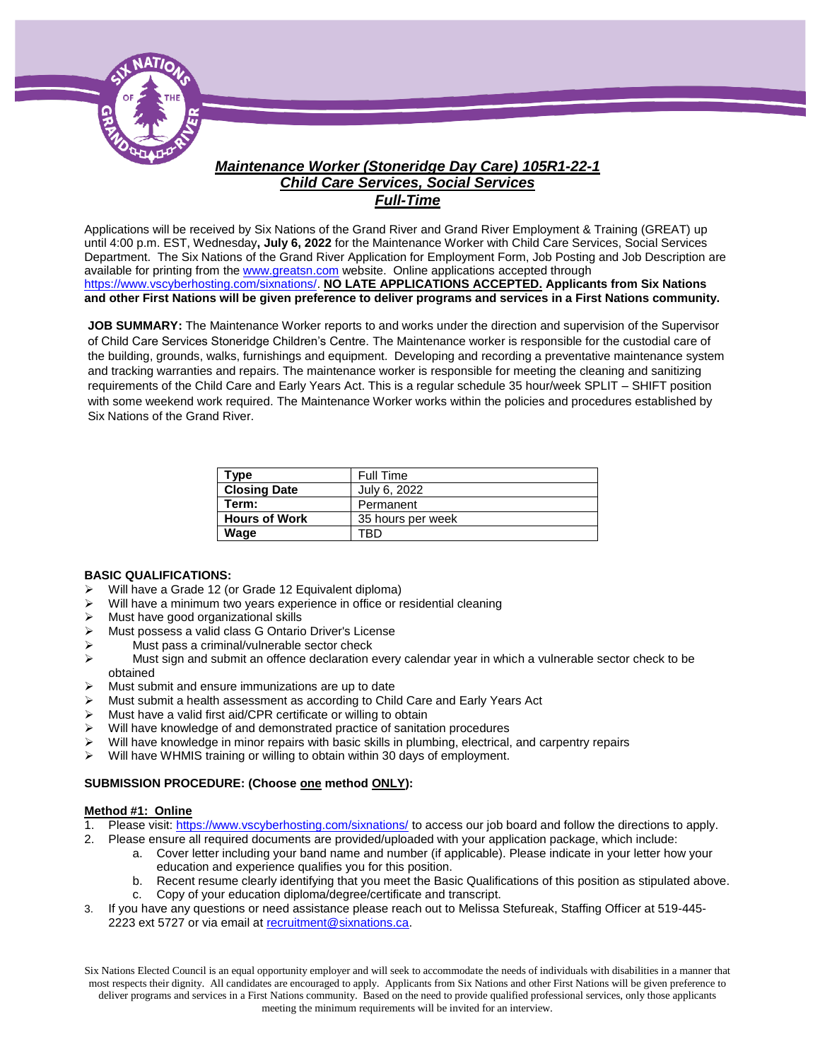# *Maintenance Worker (Stoneridge Day Care) 105R1-22-1*
## *Child Care Services, Social Services*
## *Full-Time*

Applications will be received by Six Nations of the Grand River and Grand River Employment & Training (GREAT) up until 4:00 p.m. EST, Wednesday**, July 6, 2022** for the Maintenance Worker with Child Care Services, Social Services Department. The Six Nations of the Grand River Application for Employment Form, Job Posting and Job Description are available for printing from the www.greatsn.com website. Online applications accepted through https://www.vscyberhosting.com/sixnations/. **NO LATE APPLICATIONS ACCEPTED. Applicants from Six Nations and other First Nations will be given preference to deliver programs and services in a First Nations community.**

**JOB SUMMARY:** The Maintenance Worker reports to and works under the direction and supervision of the Supervisor of Child Care Services Stoneridge Children's Centre. The Maintenance worker is responsible for the custodial care of the building, grounds, walks, furnishings and equipment. Developing and recording a preventative maintenance system and tracking warranties and repairs. The maintenance worker is responsible for meeting the cleaning and sanitizing requirements of the Child Care and Early Years Act. This is a regular schedule 35 hour/week SPLIT – SHIFT position with some weekend work required. The Maintenance Worker works within the policies and procedures established by Six Nations of the Grand River.

| **Type** | Full Time |
|---|---|
| **Closing Date** | July 6, 2022 |
| **Term:** | Permanent |
| **Hours of Work** | 35 hours per week |
| **Wage** | TBD |

**BASIC QUALIFICATIONS:**

- Will have a Grade 12 (or Grade 12 Equivalent diploma)
- Will have a minimum two years experience in office or residential cleaning
- Must have good organizational skills
- Must possess a valid class G Ontario Driver's License
- Must pass a criminal/vulnerable sector check
- Must sign and submit an offence declaration every calendar year in which a vulnerable sector check to be obtained
- Must submit and ensure immunizations are up to date
- Must submit a health assessment as according to Child Care and Early Years Act
- Must have a valid first aid/CPR certificate or willing to obtain
- Will have knowledge of and demonstrated practice of sanitation procedures
- Will have knowledge in minor repairs with basic skills in plumbing, electrical, and carpentry repairs
- Will have WHMIS training or willing to obtain within 30 days of employment.

**SUBMISSION PROCEDURE: (Choose one method ONLY):**

**Method #1: Online**

1. Please visit: https://www.vscyberhosting.com/sixnations/ to access our job board and follow the directions to apply.
2. Please ensure all required documents are provided/uploaded with your application package, which include:
   a. Cover letter including your band name and number (if applicable). Please indicate in your letter how your education and experience qualifies you for this position.
   b. Recent resume clearly identifying that you meet the Basic Qualifications of this position as stipulated above.
   c. Copy of your education diploma/degree/certificate and transcript.
3. If you have any questions or need assistance please reach out to Melissa Stefureak, Staffing Officer at 519-445-2223 ext 5727 or via email at recruitment@sixnations.ca.

Six Nations Elected Council is an equal opportunity employer and will seek to accommodate the needs of individuals with disabilities in a manner that most respects their dignity. All candidates are encouraged to apply. Applicants from Six Nations and other First Nations will be given preference to deliver programs and services in a First Nations community. Based on the need to provide qualified professional services, only those applicants meeting the minimum requirements will be invited for an interview.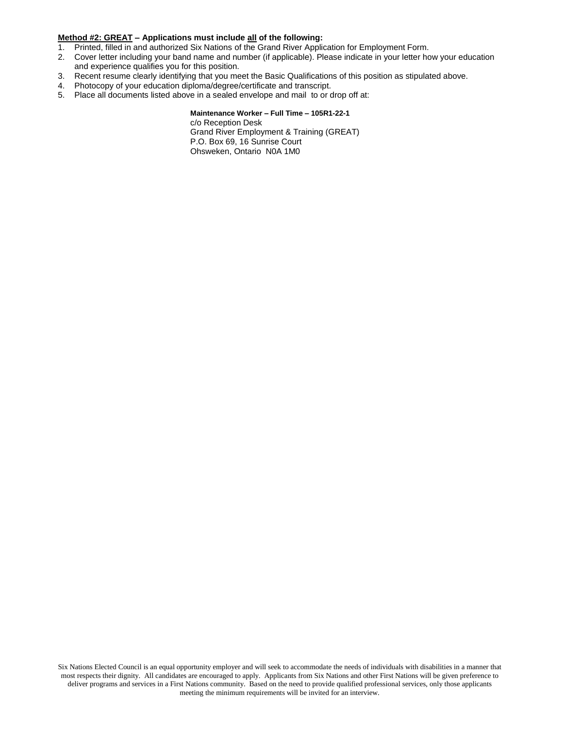**<u>Method #2: GREAT</u> – Applications must include <u>all</u> of the following:**

1. Printed, filled in and authorized Six Nations of the Grand River Application for Employment Form.
2. Cover letter including your band name and number (if applicable). Please indicate in your letter how your education and experience qualifies you for this position.
3. Recent resume clearly identifying that you meet the Basic Qualifications of this position as stipulated above.
4. Photocopy of your education diploma/degree/certificate and transcript.
5. Place all documents listed above in a sealed envelope and mail to or drop off at:

> **Maintenance Worker – Full Time – 105R1-22-1**
> c/o Reception Desk
> Grand River Employment & Training (GREAT)
> P.O. Box 69, 16 Sunrise Court
> Ohsweken, Ontario N0A 1M0

Six Nations Elected Council is an equal opportunity employer and will seek to accommodate the needs of individuals with disabilities in a manner that most respects their dignity. All candidates are encouraged to apply. Applicants from Six Nations and other First Nations will be given preference to deliver programs and services in a First Nations community. Based on the need to provide qualified professional services, only those applicants meeting the minimum requirements will be invited for an interview.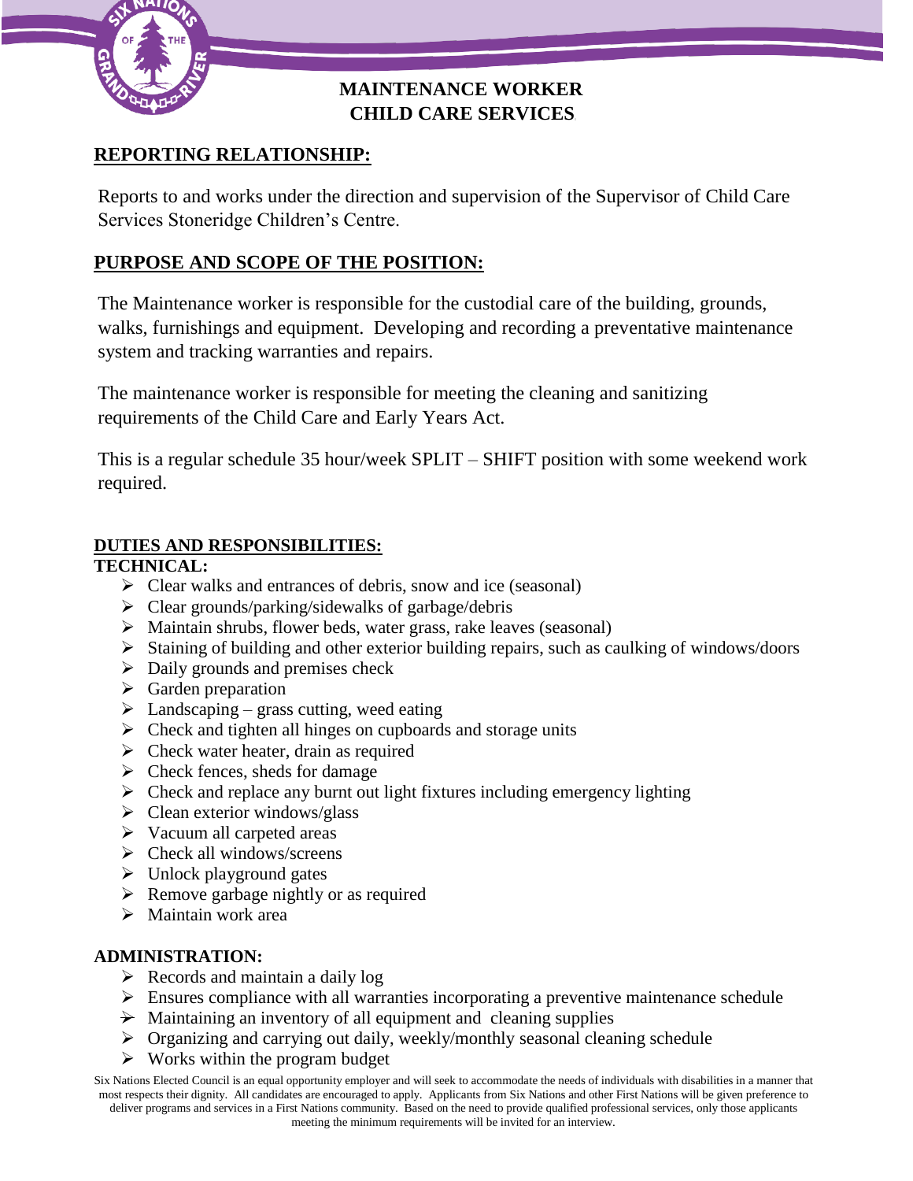# MAINTENANCE WORKER
# CHILD CARE SERVICES

## REPORTING RELATIONSHIP:

Reports to and works under the direction and supervision of the Supervisor of Child Care Services Stoneridge Children's Centre.

## PURPOSE AND SCOPE OF THE POSITION:

The Maintenance worker is responsible for the custodial care of the building, grounds, walks, furnishings and equipment. Developing and recording a preventative maintenance system and tracking warranties and repairs.

The maintenance worker is responsible for meeting the cleaning and sanitizing requirements of the Child Care and Early Years Act.

This is a regular schedule 35 hour/week SPLIT – SHIFT position with some weekend work required.

## DUTIES AND RESPONSIBILITIES:

**TECHNICAL:**

- Clear walks and entrances of debris, snow and ice (seasonal)
- Clear grounds/parking/sidewalks of garbage/debris
- Maintain shrubs, flower beds, water grass, rake leaves (seasonal)
- Staining of building and other exterior building repairs, such as caulking of windows/doors
- Daily grounds and premises check
- Garden preparation
- Landscaping – grass cutting, weed eating
- Check and tighten all hinges on cupboards and storage units
- Check water heater, drain as required
- Check fences, sheds for damage
- Check and replace any burnt out light fixtures including emergency lighting
- Clean exterior windows/glass
- Vacuum all carpeted areas
- Check all windows/screens
- Unlock playground gates
- Remove garbage nightly or as required
- Maintain work area

**ADMINISTRATION:**

- Records and maintain a daily log
- Ensures compliance with all warranties incorporating a preventive maintenance schedule
- Maintaining an inventory of all equipment and cleaning supplies
- Organizing and carrying out daily, weekly/monthly seasonal cleaning schedule
- Works within the program budget

Six Nations Elected Council is an equal opportunity employer and will seek to accommodate the needs of individuals with disabilities in a manner that most respects their dignity. All candidates are encouraged to apply. Applicants from Six Nations and other First Nations will be given preference to deliver programs and services in a First Nations community. Based on the need to provide qualified professional services, only those applicants meeting the minimum requirements will be invited for an interview.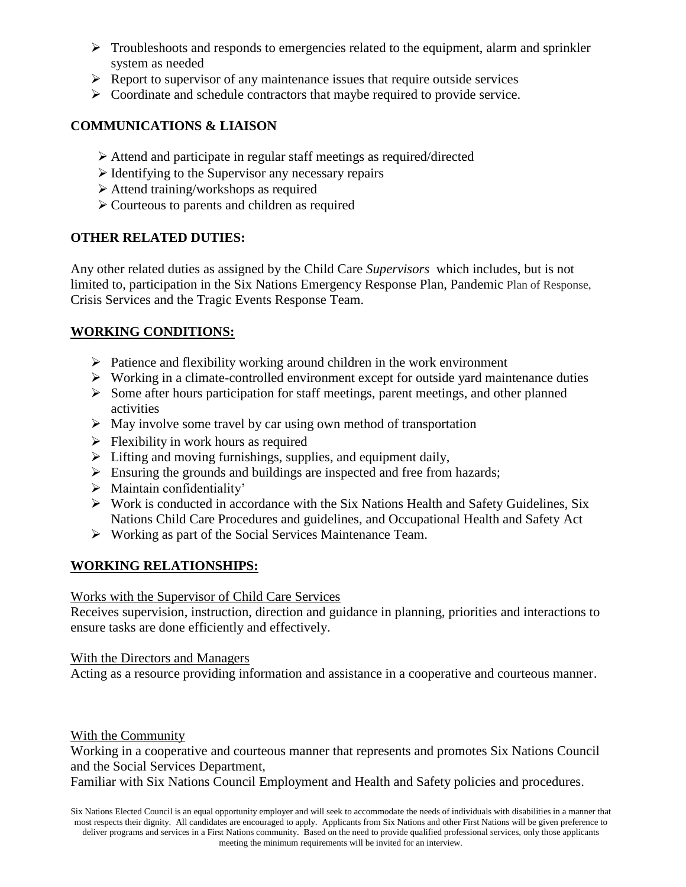- Troubleshoots and responds to emergencies related to the equipment, alarm and sprinkler system as needed
- Report to supervisor of any maintenance issues that require outside services
- Coordinate and schedule contractors that maybe required to provide service.

**COMMUNICATIONS & LIAISON**

- Attend and participate in regular staff meetings as required/directed
- Identifying to the Supervisor any necessary repairs
- Attend training/workshops as required
- Courteous to parents and children as required

**OTHER RELATED DUTIES:**

Any other related duties as assigned by the Child Care *Supervisors* which includes, but is not limited to, participation in the Six Nations Emergency Response Plan, Pandemic Plan of Response, Crisis Services and the Tragic Events Response Team.

**WORKING CONDITIONS:**

- Patience and flexibility working around children in the work environment
- Working in a climate-controlled environment except for outside yard maintenance duties
- Some after hours participation for staff meetings, parent meetings, and other planned activities
- May involve some travel by car using own method of transportation
- Flexibility in work hours as required
- Lifting and moving furnishings, supplies, and equipment daily,
- Ensuring the grounds and buildings are inspected and free from hazards;
- Maintain confidentiality'
- Work is conducted in accordance with the Six Nations Health and Safety Guidelines, Six Nations Child Care Procedures and guidelines, and Occupational Health and Safety Act
- Working as part of the Social Services Maintenance Team.

**WORKING RELATIONSHIPS:**

Works with the Supervisor of Child Care Services
Receives supervision, instruction, direction and guidance in planning, priorities and interactions to ensure tasks are done efficiently and effectively.

With the Directors and Managers
Acting as a resource providing information and assistance in a cooperative and courteous manner.

With the Community
Working in a cooperative and courteous manner that represents and promotes Six Nations Council and the Social Services Department,
Familiar with Six Nations Council Employment and Health and Safety policies and procedures.

Six Nations Elected Council is an equal opportunity employer and will seek to accommodate the needs of individuals with disabilities in a manner that most respects their dignity. All candidates are encouraged to apply. Applicants from Six Nations and other First Nations will be given preference to deliver programs and services in a First Nations community. Based on the need to provide qualified professional services, only those applicants meeting the minimum requirements will be invited for an interview.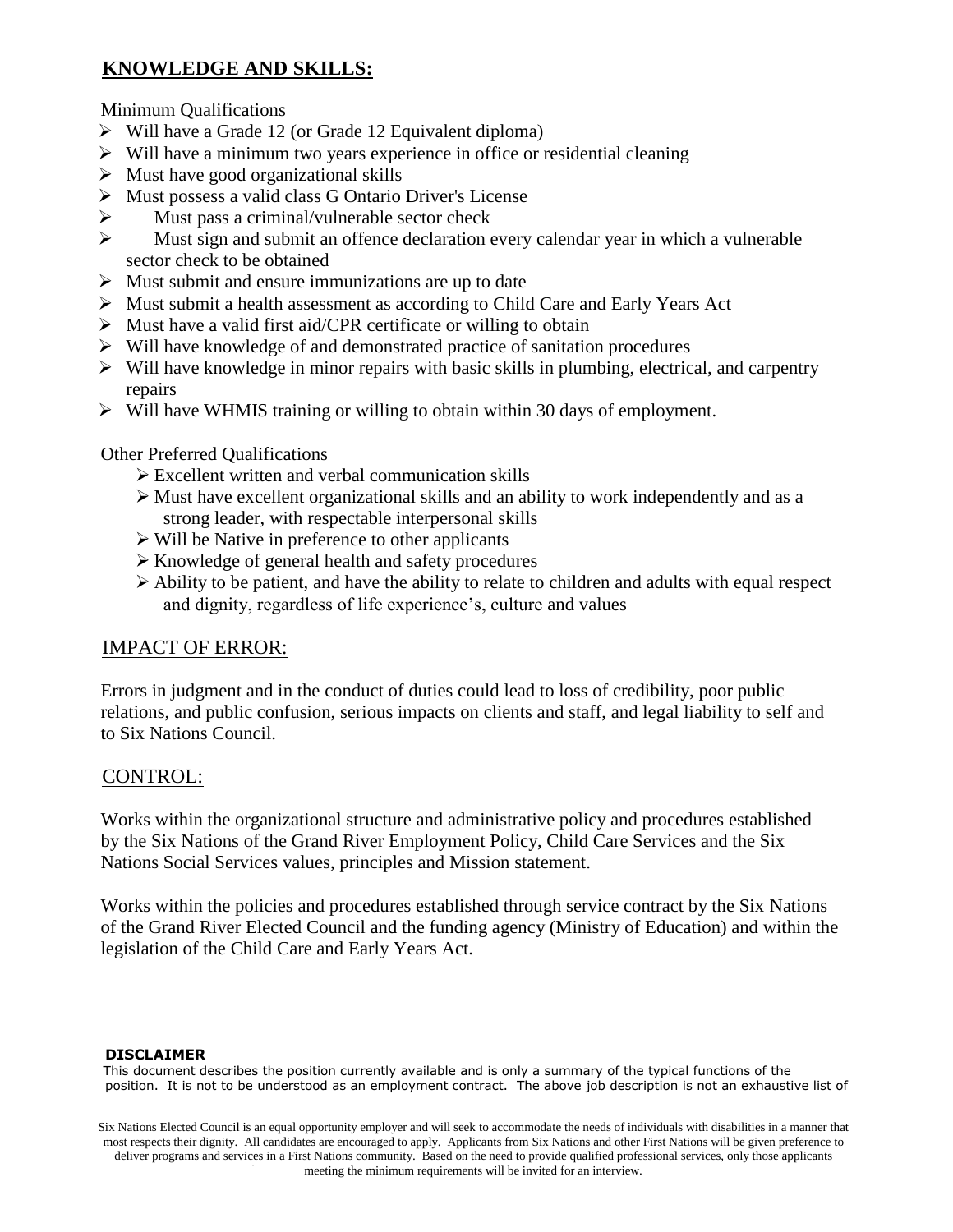## KNOWLEDGE AND SKILLS:

Minimum Qualifications

- Will have a Grade 12 (or Grade 12 Equivalent diploma)
- Will have a minimum two years experience in office or residential cleaning
- Must have good organizational skills
- Must possess a valid class G Ontario Driver's License
- Must pass a criminal/vulnerable sector check
- Must sign and submit an offence declaration every calendar year in which a vulnerable sector check to be obtained
- Must submit and ensure immunizations are up to date
- Must submit a health assessment as according to Child Care and Early Years Act
- Must have a valid first aid/CPR certificate or willing to obtain
- Will have knowledge of and demonstrated practice of sanitation procedures
- Will have knowledge in minor repairs with basic skills in plumbing, electrical, and carpentry repairs
- Will have WHMIS training or willing to obtain within 30 days of employment.

Other Preferred Qualifications

- Excellent written and verbal communication skills
- Must have excellent organizational skills and an ability to work independently and as a strong leader, with respectable interpersonal skills
- Will be Native in preference to other applicants
- Knowledge of general health and safety procedures
- Ability to be patient, and have the ability to relate to children and adults with equal respect and dignity, regardless of life experience's, culture and values

## IMPACT OF ERROR:

Errors in judgment and in the conduct of duties could lead to loss of credibility, poor public relations, and public confusion, serious impacts on clients and staff, and legal liability to self and to Six Nations Council.

## CONTROL:

Works within the organizational structure and administrative policy and procedures established by the Six Nations of the Grand River Employment Policy, Child Care Services and the Six Nations Social Services values, principles and Mission statement.

Works within the policies and procedures established through service contract by the Six Nations of the Grand River Elected Council and the funding agency (Ministry of Education) and within the legislation of the Child Care and Early Years Act.

**DISCLAIMER**

This document describes the position currently available and is only a summary of the typical functions of the position. It is not to be understood as an employment contract. The above job description is not an exhaustive list of

Six Nations Elected Council is an equal opportunity employer and will seek to accommodate the needs of individuals with disabilities in a manner that most respects their dignity. All candidates are encouraged to apply. Applicants from Six Nations and other First Nations will be given preference to deliver programs and services in a First Nations community. Based on the need to provide qualified professional services, only those applicants meeting the minimum requirements will be invited for an interview.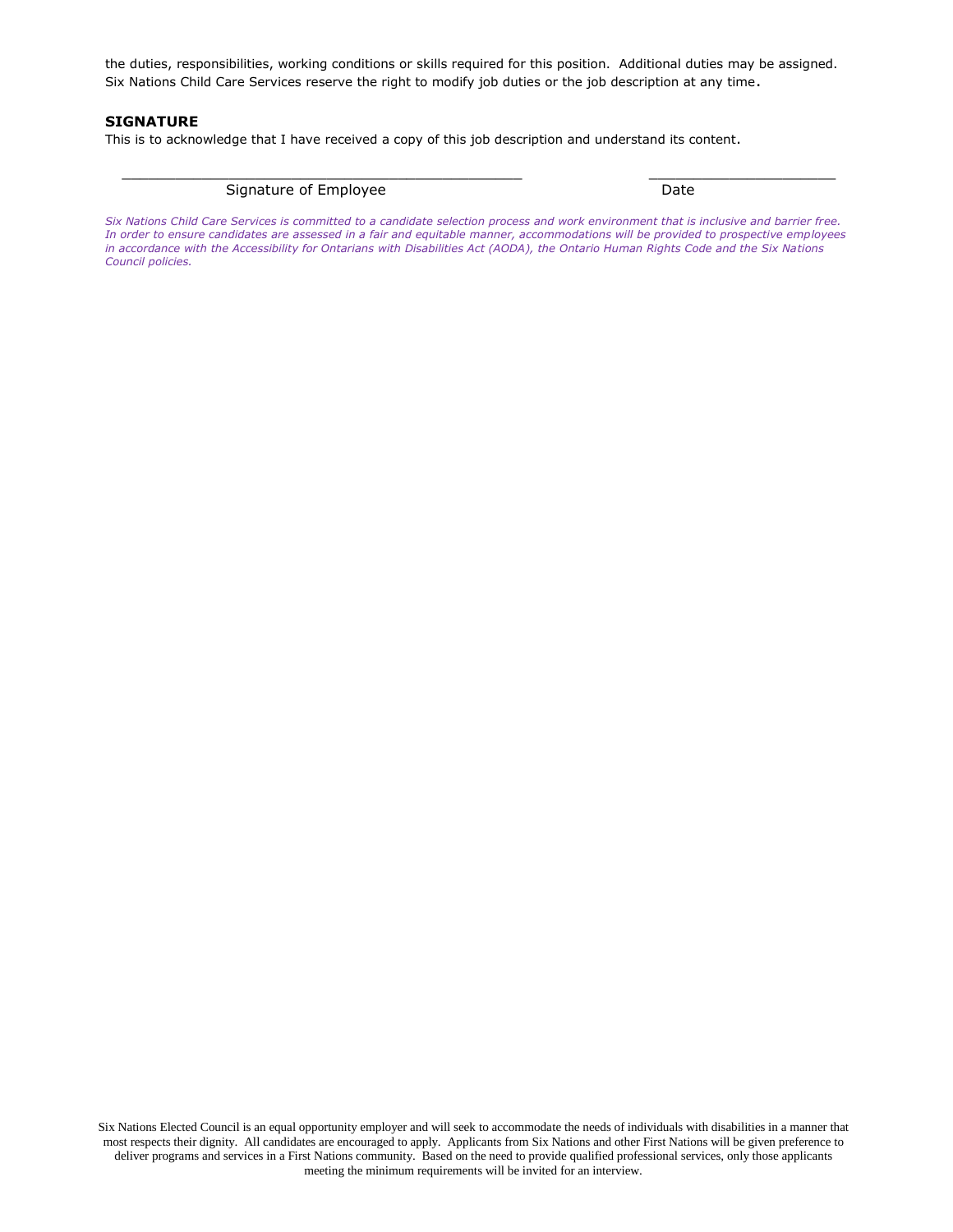the duties, responsibilities, working conditions or skills required for this position. Additional duties may be assigned. Six Nations Child Care Services reserve the right to modify job duties or the job description at any time.

## SIGNATURE

This is to acknowledge that I have received a copy of this job description and understand its content.

_______________________________________________ _____________________

Signature of Employee Date

*Six Nations Child Care Services is committed to a candidate selection process and work environment that is inclusive and barrier free. In order to ensure candidates are assessed in a fair and equitable manner, accommodations will be provided to prospective employees in accordance with the Accessibility for Ontarians with Disabilities Act (AODA), the Ontario Human Rights Code and the Six Nations Council policies.*

Six Nations Elected Council is an equal opportunity employer and will seek to accommodate the needs of individuals with disabilities in a manner that most respects their dignity. All candidates are encouraged to apply. Applicants from Six Nations and other First Nations will be given preference to deliver programs and services in a First Nations community. Based on the need to provide qualified professional services, only those applicants meeting the minimum requirements will be invited for an interview.